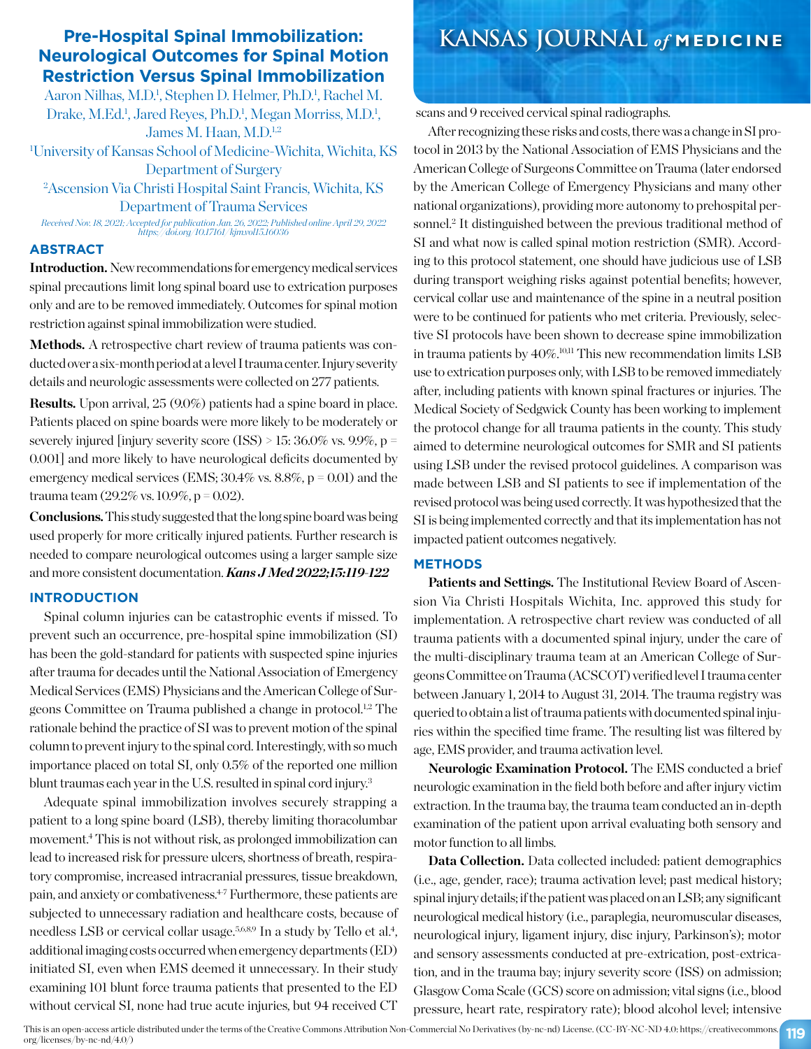# Pre-Hospital Spinal Immobilization: Neurological Outcomes for Spinal Motion Restriction Versus Spinal Immobilization

Aaron Nilhas, M.D.[1], Stephen D. Helmer, Ph.D.[1], Rachel M. Drake, M.Ed.[1], Jared Reyes, Ph.D.[1], Megan Morriss, M.D.[1], James M. Haan, M.D.[1,2]

[1]University of Kansas School of Medicine-Wichita, Wichita, KS Department of Surgery

[2]Ascension Via Christi Hospital Saint Francis, Wichita, KS Department of Trauma Services

*Received Nov. 18, 2021; Accepted for publication Jan. 26, 2022; Published online April 29, 2022 https://doi.org/10.17161/kjm.vol15.16036*

## ABSTRACT

**Introduction.** New recommendations for emergency medical services spinal precautions limit long spinal board use to extrication purposes only and are to be removed immediately. Outcomes for spinal motion restriction against spinal immobilization were studied.

**Methods.** A retrospective chart review of trauma patients was conducted over a six-month period at a level I trauma center. Injury severity details and neurologic assessments were collected on 277 patients.

**Results.** Upon arrival, 25 (9.0%) patients had a spine board in place. Patients placed on spine boards were more likely to be moderately or severely injured [injury severity score (ISS) > 15: 36.0% vs. 9.9%, p = 0.001] and more likely to have neurological deficits documented by emergency medical services (EMS; 30.4% vs. 8.8%, p = 0.01) and the trauma team (29.2% vs. 10.9%, p = 0.02).

**Conclusions.** This study suggested that the long spine board was being used properly for more critically injured patients. Further research is needed to compare neurological outcomes using a larger sample size and more consistent documentation. ***Kans J Med 2022;15:119-122***

## INTRODUCTION

Spinal column injuries can be catastrophic events if missed. To prevent such an occurrence, pre-hospital spine immobilization (SI) has been the gold-standard for patients with suspected spine injuries after trauma for decades until the National Association of Emergency Medical Services (EMS) Physicians and the American College of Surgeons Committee on Trauma published a change in protocol.[1,2] The rationale behind the practice of SI was to prevent motion of the spinal column to prevent injury to the spinal cord. Interestingly, with so much importance placed on total SI, only 0.5% of the reported one million blunt traumas each year in the U.S. resulted in spinal cord injury.[3]

Adequate spinal immobilization involves securely strapping a patient to a long spine board (LSB), thereby limiting thoracolumbar movement.[4] This is not without risk, as prolonged immobilization can lead to increased risk for pressure ulcers, shortness of breath, respiratory compromise, increased intracranial pressures, tissue breakdown, pain, and anxiety or combativeness.[4-7] Furthermore, these patients are subjected to unnecessary radiation and healthcare costs, because of needless LSB or cervical collar usage.[5,6,8,9] In a study by Tello et al.[4], additional imaging costs occurred when emergency departments (ED) initiated SI, even when EMS deemed it unnecessary. In their study examining 101 blunt force trauma patients that presented to the ED without cervical SI, none had true acute injuries, but 94 received CT scans and 9 received cervical spinal radiographs.

After recognizing these risks and costs, there was a change in SI protocol in 2013 by the National Association of EMS Physicians and the American College of Surgeons Committee on Trauma (later endorsed by the American College of Emergency Physicians and many other national organizations), providing more autonomy to prehospital personnel.[2] It distinguished between the previous traditional method of SI and what now is called spinal motion restriction (SMR). According to this protocol statement, one should have judicious use of LSB during transport weighing risks against potential benefits; however, cervical collar use and maintenance of the spine in a neutral position were to be continued for patients who met criteria. Previously, selective SI protocols have been shown to decrease spine immobilization in trauma patients by 40%.[10,11] This new recommendation limits LSB use to extrication purposes only, with LSB to be removed immediately after, including patients with known spinal fractures or injuries. The Medical Society of Sedgwick County has been working to implement the protocol change for all trauma patients in the county. This study aimed to determine neurological outcomes for SMR and SI patients using LSB under the revised protocol guidelines. A comparison was made between LSB and SI patients to see if implementation of the revised protocol was being used correctly. It was hypothesized that the SI is being implemented correctly and that its implementation has not impacted patient outcomes negatively.

## METHODS

**Patients and Settings.** The Institutional Review Board of Ascension Via Christi Hospitals Wichita, Inc. approved this study for implementation. A retrospective chart review was conducted of all trauma patients with a documented spinal injury, under the care of the multi-disciplinary trauma team at an American College of Surgeons Committee on Trauma (ACSCOT) verified level I trauma center between January 1, 2014 to August 31, 2014. The trauma registry was queried to obtain a list of trauma patients with documented spinal injuries within the specified time frame. The resulting list was filtered by age, EMS provider, and trauma activation level.

**Neurologic Examination Protocol.** The EMS conducted a brief neurologic examination in the field both before and after injury victim extraction. In the trauma bay, the trauma team conducted an in-depth examination of the patient upon arrival evaluating both sensory and motor function to all limbs.

**Data Collection.** Data collected included: patient demographics (i.e., age, gender, race); trauma activation level; past medical history; spinal injury details; if the patient was placed on an LSB; any significant neurological medical history (i.e., paraplegia, neuromuscular diseases, neurological injury, ligament injury, disc injury, Parkinson's); motor and sensory assessments conducted at pre-extrication, post-extrication, and in the trauma bay; injury severity score (ISS) on admission; Glasgow Coma Scale (GCS) score on admission; vital signs (i.e., blood pressure, heart rate, respiratory rate); blood alcohol level; intensive

This is an open-access article distributed under the terms of the Creative Commons Attribution Non-Commercial No Derivatives (by-nc-nd) License. (CC-BY-NC-ND 4.0: https://creativecommons.org/licenses/by-nc-nd/4.0/)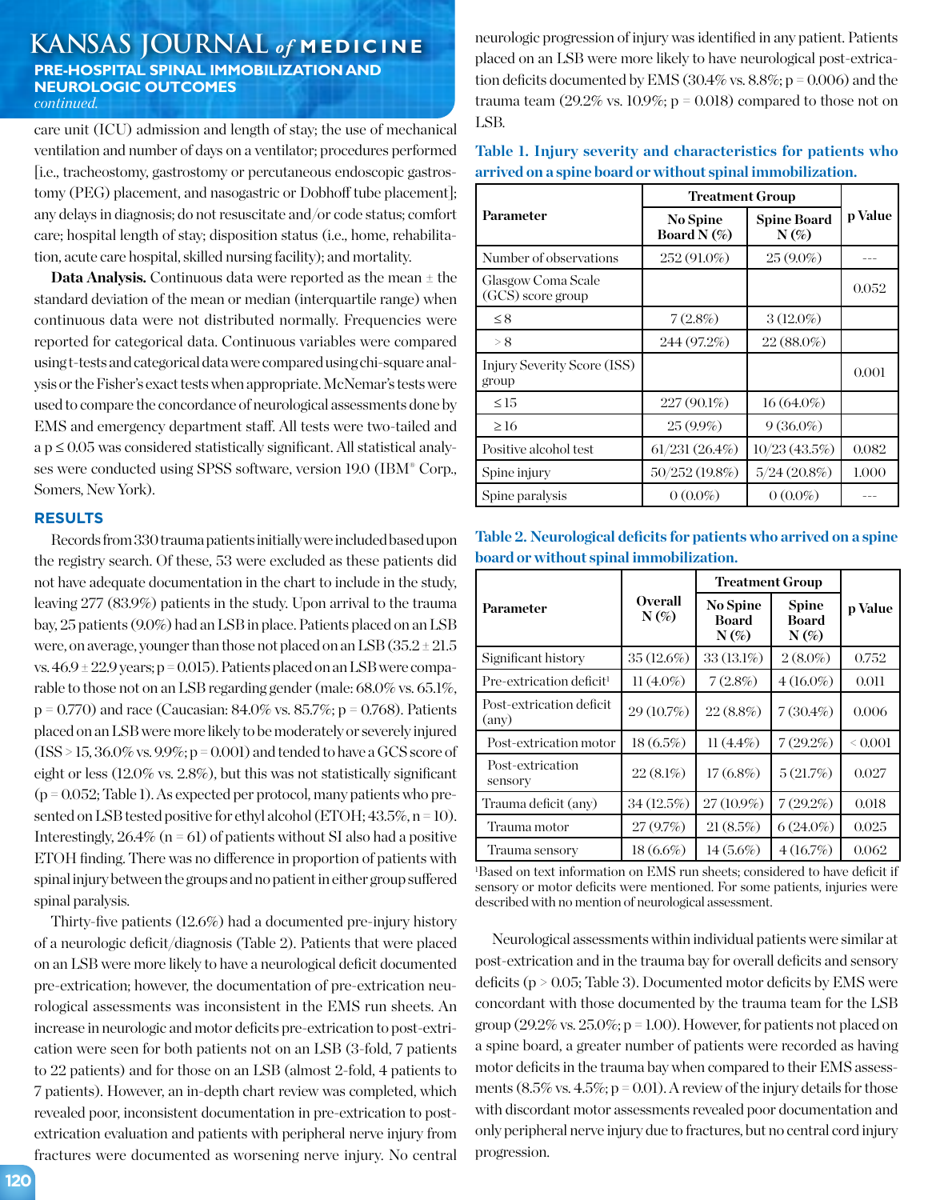care unit (ICU) admission and length of stay; the use of mechanical ventilation and number of days on a ventilator; procedures performed [i.e., tracheostomy, gastrostomy or percutaneous endoscopic gastrostomy (PEG) placement, and nasogastric or Dobhoff tube placement]; any delays in diagnosis; do not resuscitate and/or code status; comfort care; hospital length of stay; disposition status (i.e., home, rehabilitation, acute care hospital, skilled nursing facility); and mortality.

**Data Analysis.** Continuous data were reported as the mean ± the standard deviation of the mean or median (interquartile range) when continuous data were not distributed normally. Frequencies were reported for categorical data. Continuous variables were compared using t-tests and categorical data were compared using chi-square analysis or the Fisher's exact tests when appropriate. McNemar's tests were used to compare the concordance of neurological assessments done by EMS and emergency department staff. All tests were two-tailed and a $p \leq 0.05$ was considered statistically significant. All statistical analyses were conducted using SPSS software, version 19.0 (IBM® Corp., Somers, New York).

## RESULTS

Records from 330 trauma patients initially were included based upon the registry search. Of these, 53 were excluded as these patients did not have adequate documentation in the chart to include in the study, leaving 277 (83.9%) patients in the study. Upon arrival to the trauma bay, 25 patients (9.0%) had an LSB in place. Patients placed on an LSB were, on average, younger than those not placed on an LSB (35.2 ± 21.5 vs. 46.9 ± 22.9 years; p = 0.015). Patients placed on an LSB were comparable to those not on an LSB regarding gender (male: 68.0% vs. 65.1%, p = 0.770) and race (Caucasian: 84.0% vs. 85.7%; p = 0.768). Patients placed on an LSB were more likely to be moderately or severely injured (ISS > 15, 36.0% vs. 9.9%; p = 0.001) and tended to have a GCS score of eight or less (12.0% vs. 2.8%), but this was not statistically significant (p = 0.052; Table 1). As expected per protocol, many patients who presented on LSB tested positive for ethyl alcohol (ETOH; 43.5%, n = 10). Interestingly, 26.4% (n = 61) of patients without SI also had a positive ETOH finding. There was no difference in proportion of patients with spinal injury between the groups and no patient in either group suffered spinal paralysis.

Thirty-five patients (12.6%) had a documented pre-injury history of a neurologic deficit/diagnosis (Table 2). Patients that were placed on an LSB were more likely to have a neurological deficit documented pre-extrication; however, the documentation of pre-extrication neurological assessments was inconsistent in the EMS run sheets. An increase in neurologic and motor deficits pre-extrication to post-extrication were seen for both patients not on an LSB (3-fold, 7 patients to 22 patients) and for those on an LSB (almost 2-fold, 4 patients to 7 patients). However, an in-depth chart review was completed, which revealed poor, inconsistent documentation in pre-extrication to post-extrication evaluation and patients with peripheral nerve injury from fractures were documented as worsening nerve injury. No central neurologic progression of injury was identified in any patient. Patients placed on an LSB were more likely to have neurological post-extrication deficits documented by EMS (30.4% vs. 8.8%; p = 0.006) and the trauma team (29.2% vs. 10.9%; p = 0.018) compared to those not on LSB.

**Table 1. Injury severity and characteristics for patients who arrived on a spine board or without spinal immobilization.**

| Parameter | Treatment Group | | p Value |
|---|---|---|---|
| | No Spine Board N (%) | Spine Board N (%) | |
| Number of observations | 252 (91.0%) | 25 (9.0%) | --- |
| Glasgow Coma Scale (GCS) score group | | | 0.052 |
| ≤ 8 | 7 (2.8%) | 3 (12.0%) | |
| > 8 | 244 (97.2%) | 22 (88.0%) | |
| Injury Severity Score (ISS) group | | | 0.001 |
| ≤ 15 | 227 (90.1%) | 16 (64.0%) | |
| ≥ 16 | 25 (9.9%) | 9 (36.0%) | |
| Positive alcohol test | 61/231 (26.4%) | 10/23 (43.5%) | 0.082 |
| Spine injury | 50/252 (19.8%) | 5/24 (20.8%) | 1.000 |
| Spine paralysis | 0 (0.0%) | 0 (0.0%) | --- |

**Table 2. Neurological deficits for patients who arrived on a spine board or without spinal immobilization.**

| Parameter | Overall N (%) | Treatment Group | | p Value |
|---|---|---|---|---|
| | | No Spine Board N (%) | Spine Board N (%) | |
| Significant history | 35 (12.6%) | 33 (13.1%) | 2 (8.0%) | 0.752 |
| Pre-extrication deficit[1] | 11 (4.0%) | 7 (2.8%) | 4 (16.0%) | 0.011 |
| Post-extrication deficit (any) | 29 (10.7%) | 22 (8.8%) | 7 (30.4%) | 0.006 |
| Post-extrication motor | 18 (6.5%) | 11 (4.4%) | 7 (29.2%) | < 0.001 |
| Post-extrication sensory | 22 (8.1%) | 17 (6.8%) | 5 (21.7%) | 0.027 |
| Trauma deficit (any) | 34 (12.5%) | 27 (10.9%) | 7 (29.2%) | 0.018 |
| Trauma motor | 27 (9.7%) | 21 (8.5%) | 6 (24.0%) | 0.025 |
| Trauma sensory | 18 (6.6%) | 14 (5.6%) | 4 (16.7%) | 0.062 |

[1]Based on text information on EMS run sheets; considered to have deficit if sensory or motor deficits were mentioned. For some patients, injuries were described with no mention of neurological assessment.

Neurological assessments within individual patients were similar at post-extrication and in the trauma bay for overall deficits and sensory deficits (p > 0.05; Table 3). Documented motor deficits by EMS were concordant with those documented by the trauma team for the LSB group (29.2% vs. 25.0%; p = 1.00). However, for patients not placed on a spine board, a greater number of patients were recorded as having motor deficits in the trauma bay when compared to their EMS assessments (8.5% vs. 4.5%; p = 0.01). A review of the injury details for those with discordant motor assessments revealed poor documentation and only peripheral nerve injury due to fractures, but no central cord injury progression.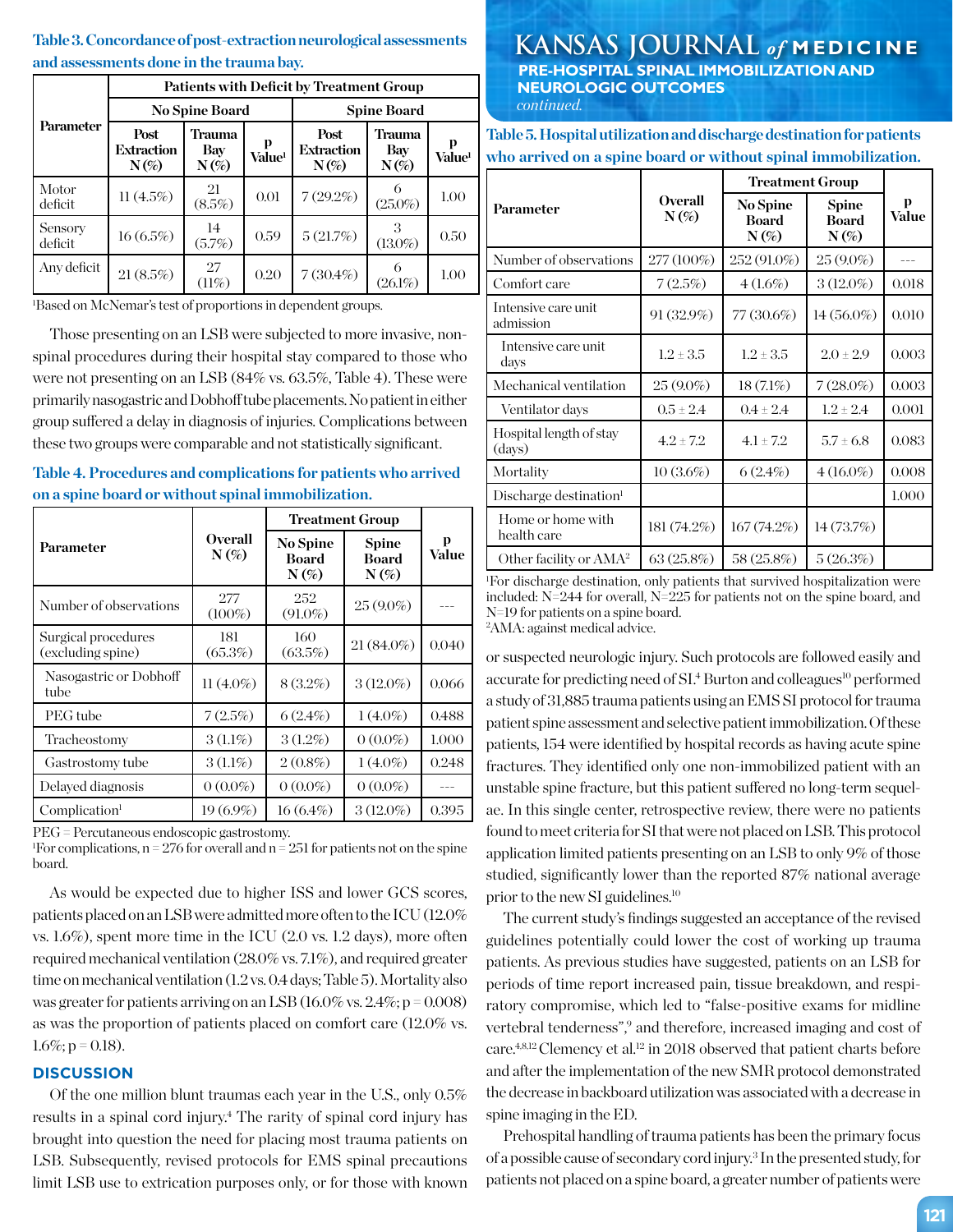**Table 3. Concordance of post-extraction neurological assessments and assessments done in the trauma bay.**

| Parameter | Patients with Deficit by Treatment Group | | | | | |
|---|---|---|---|---|---|---|
| | No Spine Board | | | Spine Board | | |
| | Post Extraction N (%) | Trauma Bay N (%) | p Value[1] | Post Extraction N (%) | Trauma Bay N (%) | p Value[1] |
| Motor deficit | 11 (4.5%) | 21 (8.5%) | 0.01 | 7 (29.2%) | 6 (25.0%) | 1.00 |
| Sensory deficit | 16 (6.5%) | 14 (5.7%) | 0.59 | 5 (21.7%) | 3 (13.0%) | 0.50 |
| Any deficit | 21 (8.5%) | 27 (11%) | 0.20 | 7 (30.4%) | 6 (26.1%) | 1.00 |

[1]Based on McNemar's test of proportions in dependent groups.

Those presenting on an LSB were subjected to more invasive, non-spinal procedures during their hospital stay compared to those who were not presenting on an LSB (84% vs. 63.5%, Table 4). These were primarily nasogastric and Dobhoff tube placements. No patient in either group suffered a delay in diagnosis of injuries. Complications between these two groups were comparable and not statistically significant.

**Table 4. Procedures and complications for patients who arrived on a spine board or without spinal immobilization.**

| Parameter | Overall N (%) | Treatment Group | | p Value |
|---|---|---|---|---|
| | | No Spine Board N (%) | Spine Board N (%) | |
| Number of observations | 277 (100%) | 252 (91.0%) | 25 (9.0%) | --- |
| Surgical procedures (excluding spine) | 181 (65.3%) | 160 (63.5%) | 21 (84.0%) | 0.040 |
| Nasogastric or Dobhoff tube | 11 (4.0%) | 8 (3.2%) | 3 (12.0%) | 0.066 |
| PEG tube | 7 (2.5%) | 6 (2.4%) | 1 (4.0%) | 0.488 |
| Tracheostomy | 3 (1.1%) | 3 (1.2%) | 0 (0.0%) | 1.000 |
| Gastrostomy tube | 3 (1.1%) | 2 (0.8%) | 1 (4.0%) | 0.248 |
| Delayed diagnosis | 0 (0.0%) | 0 (0.0%) | 0 (0.0%) | --- |
| Complication[1] | 19 (6.9%) | 16 (6.4%) | 3 (12.0%) | 0.395 |

PEG = Percutaneous endoscopic gastrostomy.
[1]For complications, n = 276 for overall and n = 251 for patients not on the spine board.

As would be expected due to higher ISS and lower GCS scores, patients placed on an LSB were admitted more often to the ICU (12.0% vs. 1.6%), spent more time in the ICU (2.0 vs. 1.2 days), more often required mechanical ventilation (28.0% vs. 7.1%), and required greater time on mechanical ventilation (1.2 vs. 0.4 days; Table 5). Mortality also was greater for patients arriving on an LSB (16.0% vs. 2.4%; $p = 0.008$) as was the proportion of patients placed on comfort care (12.0% vs. 1.6%; $p = 0.18$).

## DISCUSSION

Of the one million blunt traumas each year in the U.S., only 0.5% results in a spinal cord injury.[4] The rarity of spinal cord injury has brought into question the need for placing most trauma patients on LSB. Subsequently, revised protocols for EMS spinal precautions limit LSB use to extrication purposes only, or for those with known or suspected neurologic injury. Such protocols are followed easily and accurate for predicting need of SI.[4] Burton and colleagues[10] performed a study of 31,885 trauma patients using an EMS SI protocol for trauma patient spine assessment and selective patient immobilization. Of these patients, 154 were identified by hospital records as having acute spine fractures. They identified only one non-immobilized patient with an unstable spine fracture, but this patient suffered no long-term sequelae. In this single center, retrospective review, there were no patients found to meet criteria for SI that were not placed on LSB. This protocol application limited patients presenting on an LSB to only 9% of those studied, significantly lower than the reported 87% national average prior to the new SI guidelines.[10]

**Table 5. Hospital utilization and discharge destination for patients who arrived on a spine board or without spinal immobilization.**

| Parameter | Overall N (%) | Treatment Group | | p Value |
|---|---|---|---|---|
| | | No Spine Board N (%) | Spine Board N (%) | |
| Number of observations | 277 (100%) | 252 (91.0%) | 25 (9.0%) | --- |
| Comfort care | 7 (2.5%) | 4 (1.6%) | 3 (12.0%) | 0.018 |
| Intensive care unit admission | 91 (32.9%) | 77 (30.6%) | 14 (56.0%) | 0.010 |
| Intensive care unit days | 1.2 ± 3.5 | 1.2 ± 3.5 | 2.0 ± 2.9 | 0.003 |
| Mechanical ventilation | 25 (9.0%) | 18 (7.1%) | 7 (28.0%) | 0.003 |
| Ventilator days | 0.5 ± 2.4 | 0.4 ± 2.4 | 1.2 ± 2.4 | 0.001 |
| Hospital length of stay (days) | 4.2 ± 7.2 | 4.1 ± 7.2 | 5.7 ± 6.8 | 0.083 |
| Mortality | 10 (3.6%) | 6 (2.4%) | 4 (16.0%) | 0.008 |
| Discharge destination[1] | | | | 1.000 |
| Home or home with health care | 181 (74.2%) | 167 (74.2%) | 14 (73.7%) | |
| Other facility or AMA[2] | 63 (25.8%) | 58 (25.8%) | 5 (26.3%) | |

[1]For discharge destination, only patients that survived hospitalization were included: N=244 for overall, N=225 for patients not on the spine board, and N=19 for patients on a spine board.
[2]AMA: against medical advice.

The current study's findings suggested an acceptance of the revised guidelines potentially could lower the cost of working up trauma patients. As previous studies have suggested, patients on an LSB for periods of time report increased pain, tissue breakdown, and respiratory compromise, which led to "false-positive exams for midline vertebral tenderness",[9] and therefore, increased imaging and cost of care.[4,8,12] Clemency et al.[12] in 2018 observed that patient charts before and after the implementation of the new SMR protocol demonstrated the decrease in backboard utilization was associated with a decrease in spine imaging in the ED.

Prehospital handling of trauma patients has been the primary focus of a possible cause of secondary cord injury.[3] In the presented study, for patients not placed on a spine board, a greater number of patients were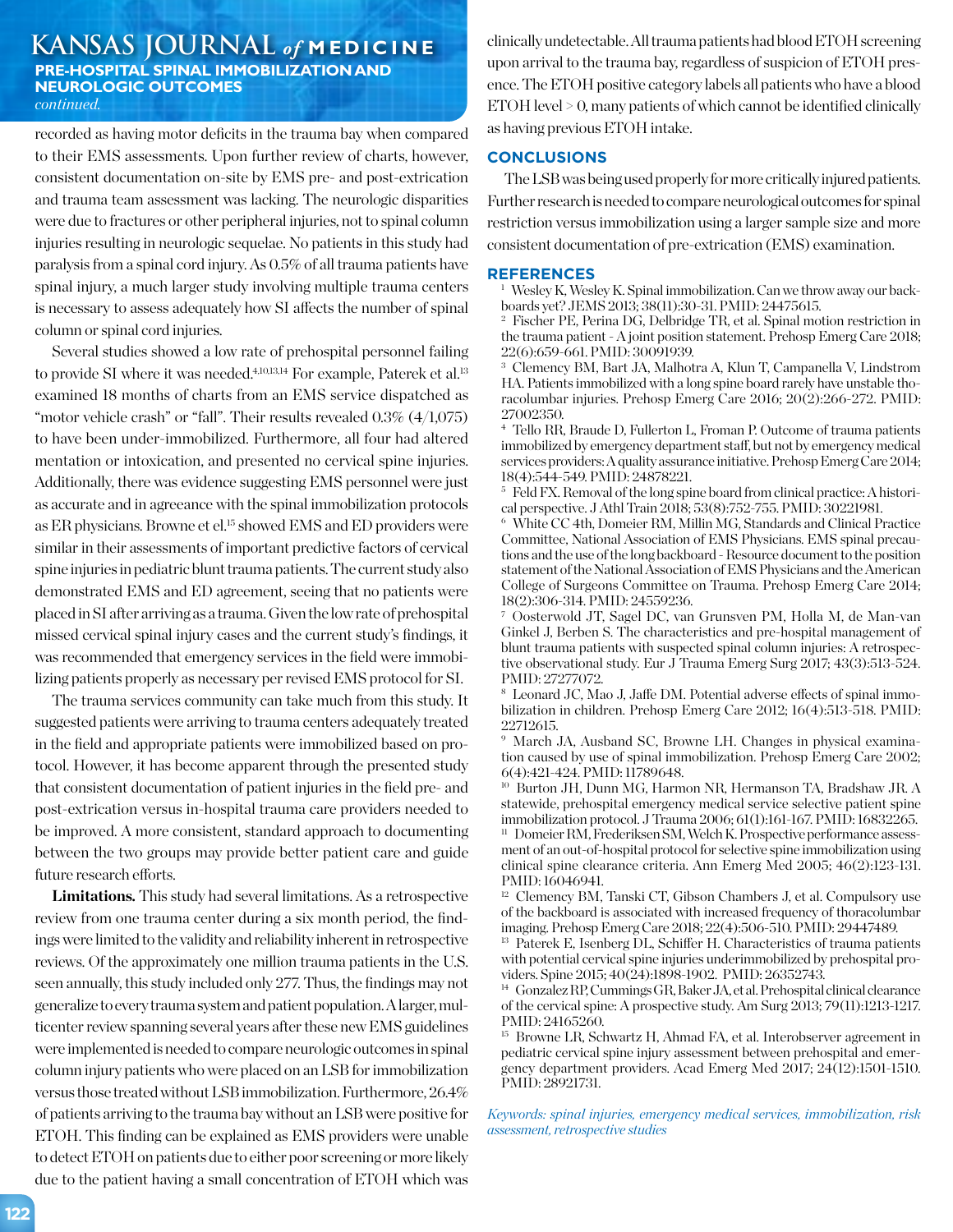recorded as having motor deficits in the trauma bay when compared to their EMS assessments. Upon further review of charts, however, consistent documentation on-site by EMS pre- and post-extrication and trauma team assessment was lacking. The neurologic disparities were due to fractures or other peripheral injuries, not to spinal column injuries resulting in neurologic sequelae. No patients in this study had paralysis from a spinal cord injury. As 0.5% of all trauma patients have spinal injury, a much larger study involving multiple trauma centers is necessary to assess adequately how SI affects the number of spinal column or spinal cord injuries.

Several studies showed a low rate of prehospital personnel failing to provide SI where it was needed.[4,10,13,14] For example, Paterek et al.[13] examined 18 months of charts from an EMS service dispatched as "motor vehicle crash" or "fall". Their results revealed 0.3% (4/1,075) to have been under-immobilized. Furthermore, all four had altered mentation or intoxication, and presented no cervical spine injuries. Additionally, there was evidence suggesting EMS personnel were just as accurate and in agreeance with the spinal immobilization protocols as ER physicians. Browne et el.[15] showed EMS and ED providers were similar in their assessments of important predictive factors of cervical spine injuries in pediatric blunt trauma patients. The current study also demonstrated EMS and ED agreement, seeing that no patients were placed in SI after arriving as a trauma. Given the low rate of prehospital missed cervical spinal injury cases and the current study's findings, it was recommended that emergency services in the field were immobilizing patients properly as necessary per revised EMS protocol for SI.

The trauma services community can take much from this study. It suggested patients were arriving to trauma centers adequately treated in the field and appropriate patients were immobilized based on protocol. However, it has become apparent through the presented study that consistent documentation of patient injuries in the field pre- and post-extrication versus in-hospital trauma care providers needed to be improved. A more consistent, standard approach to documenting between the two groups may provide better patient care and guide future research efforts.

**Limitations.** This study had several limitations. As a retrospective review from one trauma center during a six month period, the findings were limited to the validity and reliability inherent in retrospective reviews. Of the approximately one million trauma patients in the U.S. seen annually, this study included only 277. Thus, the findings may not generalize to every trauma system and patient population. A larger, multicenter review spanning several years after these new EMS guidelines were implemented is needed to compare neurologic outcomes in spinal column injury patients who were placed on an LSB for immobilization versus those treated without LSB immobilization. Furthermore, 26.4% of patients arriving to the trauma bay without an LSB were positive for ETOH. This finding can be explained as EMS providers were unable to detect ETOH on patients due to either poor screening or more likely due to the patient having a small concentration of ETOH which was clinically undetectable. All trauma patients had blood ETOH screening upon arrival to the trauma bay, regardless of suspicion of ETOH presence. The ETOH positive category labels all patients who have a blood ETOH level > 0, many patients of which cannot be identified clinically as having previous ETOH intake.

## CONCLUSIONS

The LSB was being used properly for more critically injured patients. Further research is needed to compare neurological outcomes for spinal restriction versus immobilization using a larger sample size and more consistent documentation of pre-extrication (EMS) examination.

## REFERENCES

1. Wesley K, Wesley K. Spinal immobilization. Can we throw away our backboards yet? JEMS 2013; 38(11):30-31. PMID: 24475615.
2. Fischer PE, Perina DG, Delbridge TR, et al. Spinal motion restriction in the trauma patient - A joint position statement. Prehosp Emerg Care 2018; 22(6):659-661. PMID: 30091939.
3. Clemency BM, Bart JA, Malhotra A, Klun T, Campanella V, Lindstrom HA. Patients immobilized with a long spine board rarely have unstable thoracolumbar injuries. Prehosp Emerg Care 2016; 20(2):266-272. PMID: 27002350.
4. Tello RR, Braude D, Fullerton L, Froman P. Outcome of trauma patients immobilized by emergency department staff, but not by emergency medical services providers: A quality assurance initiative. Prehosp Emerg Care 2014; 18(4):544-549. PMID: 24878221.
5. Feld FX. Removal of the long spine board from clinical practice: A historical perspective. J Athl Train 2018; 53(8):752-755. PMID: 30221981.
6. White CC 4th, Domeier RM, Millin MG, Standards and Clinical Practice Committee, National Association of EMS Physicians. EMS spinal precautions and the use of the long backboard - Resource document to the position statement of the National Association of EMS Physicians and the American College of Surgeons Committee on Trauma. Prehosp Emerg Care 2014; 18(2):306-314. PMID: 24559236.
7. Oosterwold JT, Sagel DC, van Grunsven PM, Holla M, de Man-van Ginkel J, Berben S. The characteristics and pre-hospital management of blunt trauma patients with suspected spinal column injuries: A retrospective observational study. Eur J Trauma Emerg Surg 2017; 43(3):513-524. PMID: 27277072.
8. Leonard JC, Mao J, Jaffe DM. Potential adverse effects of spinal immobilization in children. Prehosp Emerg Care 2012; 16(4):513-518. PMID: 22712615.
9. March JA, Ausband SC, Browne LH. Changes in physical examination caused by use of spinal immobilization. Prehosp Emerg Care 2002; 6(4):421-424. PMID: 11789648.
10. Burton JH, Dunn MG, Harmon NR, Hermanson TA, Bradshaw JR. A statewide, prehospital emergency medical service selective patient spine immobilization protocol. J Trauma 2006; 61(1):161-167. PMID: 16832265.
11. Domeier RM, Frederiksen SM, Welch K. Prospective performance assessment of an out-of-hospital protocol for selective spine immobilization using clinical spine clearance criteria. Ann Emerg Med 2005; 46(2):123-131. PMID: 16046941.
12. Clemency BM, Tanski CT, Gibson Chambers J, et al. Compulsory use of the backboard is associated with increased frequency of thoracolumbar imaging. Prehosp Emerg Care 2018; 22(4):506-510. PMID: 29447489.
13. Paterek E, Isenberg DL, Schiffer H. Characteristics of trauma patients with potential cervical spine injuries underimmobilized by prehospital providers. Spine 2015; 40(24):1898-1902. PMID: 26352743.
14. Gonzalez RP, Cummings GR, Baker JA, et al. Prehospital clinical clearance of the cervical spine: A prospective study. Am Surg 2013; 79(11):1213-1217. PMID: 24165260.
15. Browne LR, Schwartz H, Ahmad FA, et al. Interobserver agreement in pediatric cervical spine injury assessment between prehospital and emergency department providers. Acad Emerg Med 2017; 24(12):1501-1510. PMID: 28921731.

*Keywords: spinal injuries, emergency medical services, immobilization, risk assessment, retrospective studies*